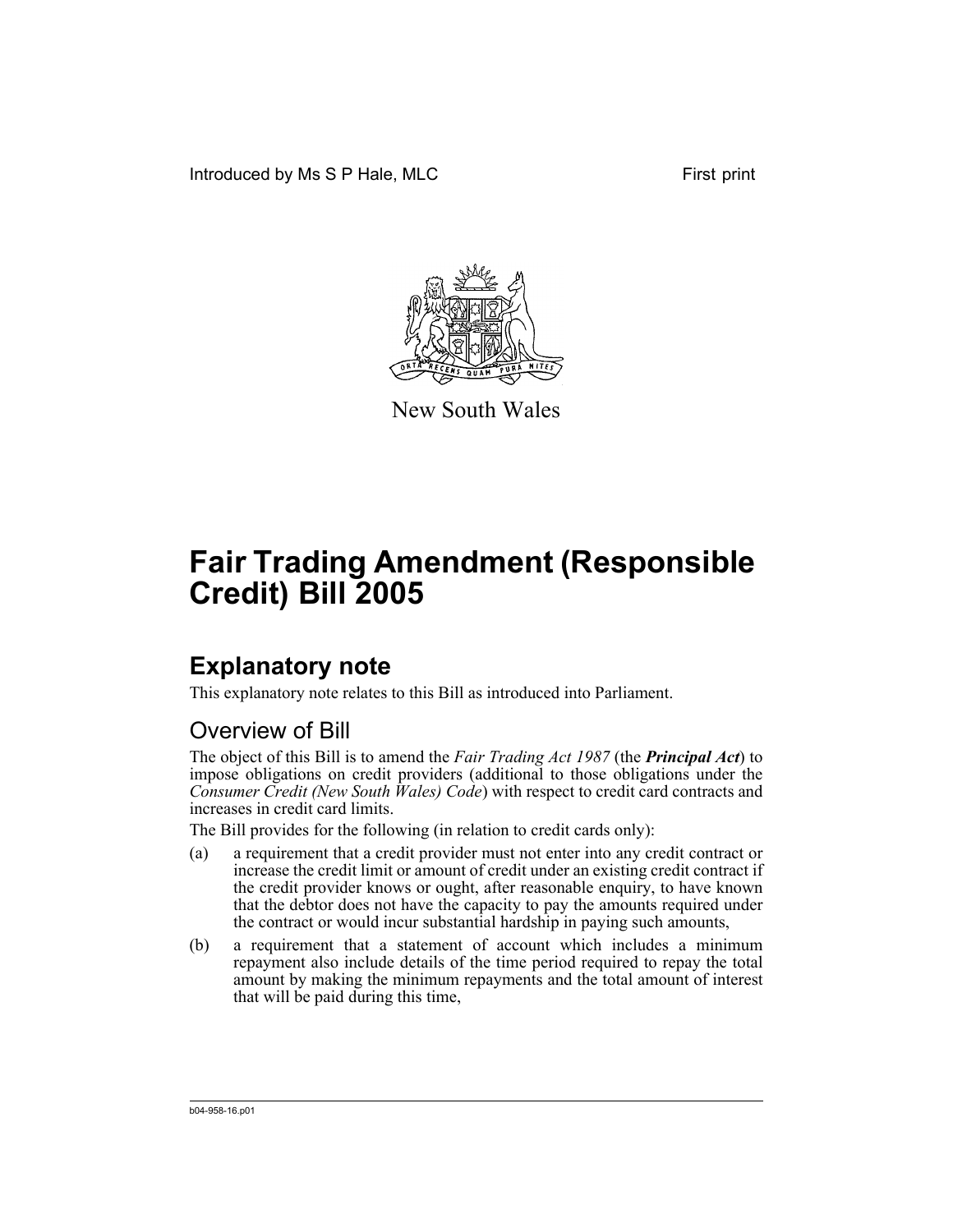Introduced by Ms S P Hale, MLC

First print

New South Wales

# Fair Trading Amendment (Responsible Credit) Bill 2005

## Explanatory note

This explanatory note relates to this Bill as introduced into Parliament.

### Overview of Bill

The object of this Bill is to amend the *Fair Trading Act 1987* (the ***Principal Act***) to impose obligations on credit providers (additional to those obligations under the *Consumer Credit (New South Wales) Code*) with respect to credit card contracts and increases in credit card limits.

The Bill provides for the following (in relation to credit cards only):

(a) a requirement that a credit provider must not enter into any credit contract or increase the credit limit or amount of credit under an existing credit contract if the credit provider knows or ought, after reasonable enquiry, to have known that the debtor does not have the capacity to pay the amounts required under the contract or would incur substantial hardship in paying such amounts,

(b) a requirement that a statement of account which includes a minimum repayment also include details of the time period required to repay the total amount by making the minimum repayments and the total amount of interest that will be paid during this time,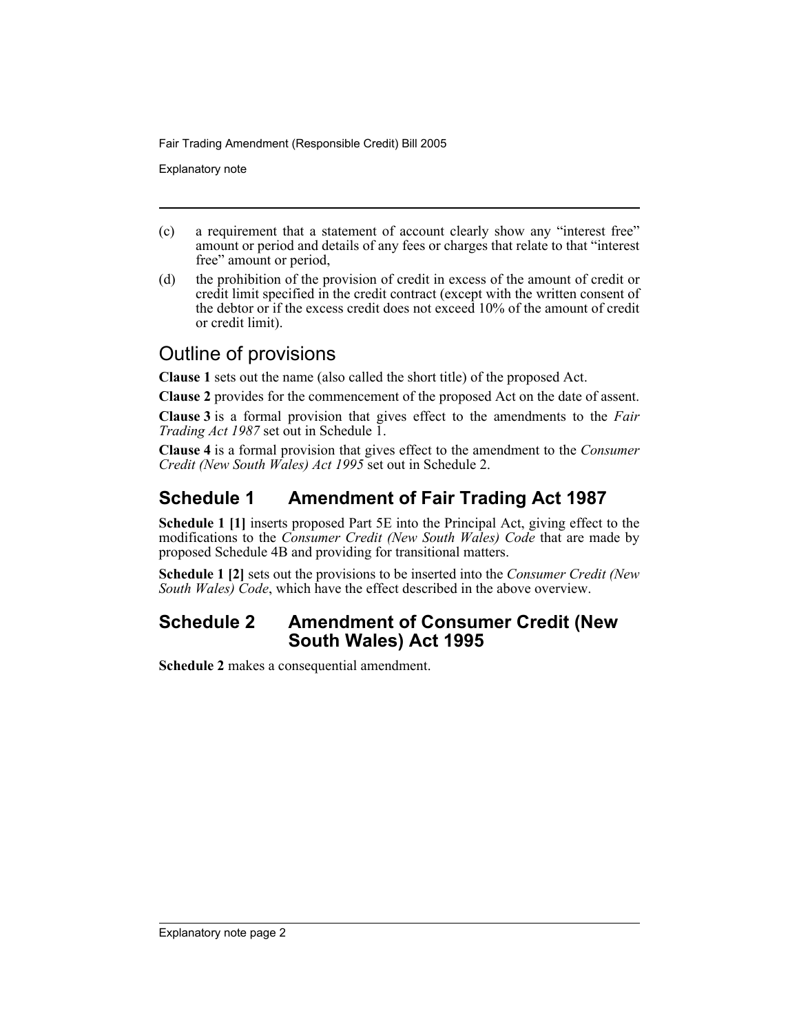(c) a requirement that a statement of account clearly show any "interest free" amount or period and details of any fees or charges that relate to that "interest free" amount or period,

(d) the prohibition of the provision of credit in excess of the amount of credit or credit limit specified in the credit contract (except with the written consent of the debtor or if the excess credit does not exceed 10% of the amount of credit or credit limit).

## Outline of provisions

**Clause 1** sets out the name (also called the short title) of the proposed Act.

**Clause 2** provides for the commencement of the proposed Act on the date of assent.

**Clause 3** is a formal provision that gives effect to the amendments to the *Fair Trading Act 1987* set out in Schedule 1.

**Clause 4** is a formal provision that gives effect to the amendment to the *Consumer Credit (New South Wales) Act 1995* set out in Schedule 2.

## Schedule 1 Amendment of Fair Trading Act 1987

**Schedule 1 [1]** inserts proposed Part 5E into the Principal Act, giving effect to the modifications to the *Consumer Credit (New South Wales) Code* that are made by proposed Schedule 4B and providing for transitional matters.

**Schedule 1 [2]** sets out the provisions to be inserted into the *Consumer Credit (New South Wales) Code*, which have the effect described in the above overview.

## Schedule 2 Amendment of Consumer Credit (New South Wales) Act 1995

**Schedule 2** makes a consequential amendment.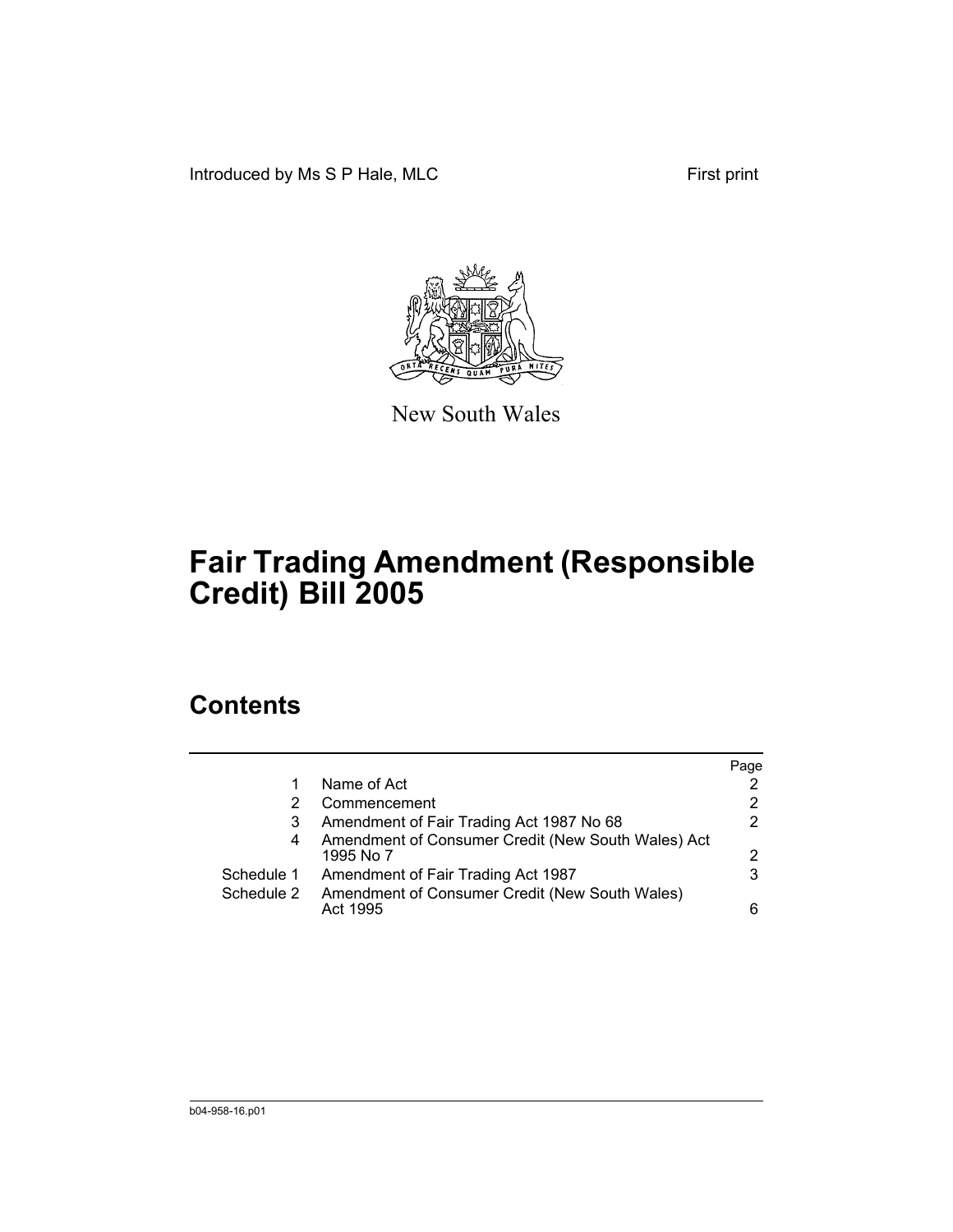Introduced by Ms S P Hale, MLC First print

New South Wales

# Fair Trading Amendment (Responsible Credit) Bill 2005

## Contents

| | | Page |
|---|---|---|
| 1 | Name of Act | 2 |
| 2 | Commencement | 2 |
| 3 | Amendment of Fair Trading Act 1987 No 68 | 2 |
| 4 | Amendment of Consumer Credit (New South Wales) Act 1995 No 7 | 2 |
| Schedule 1 | Amendment of Fair Trading Act 1987 | 3 |
| Schedule 2 | Amendment of Consumer Credit (New South Wales) Act 1995 | 6 |

b04-958-16.p01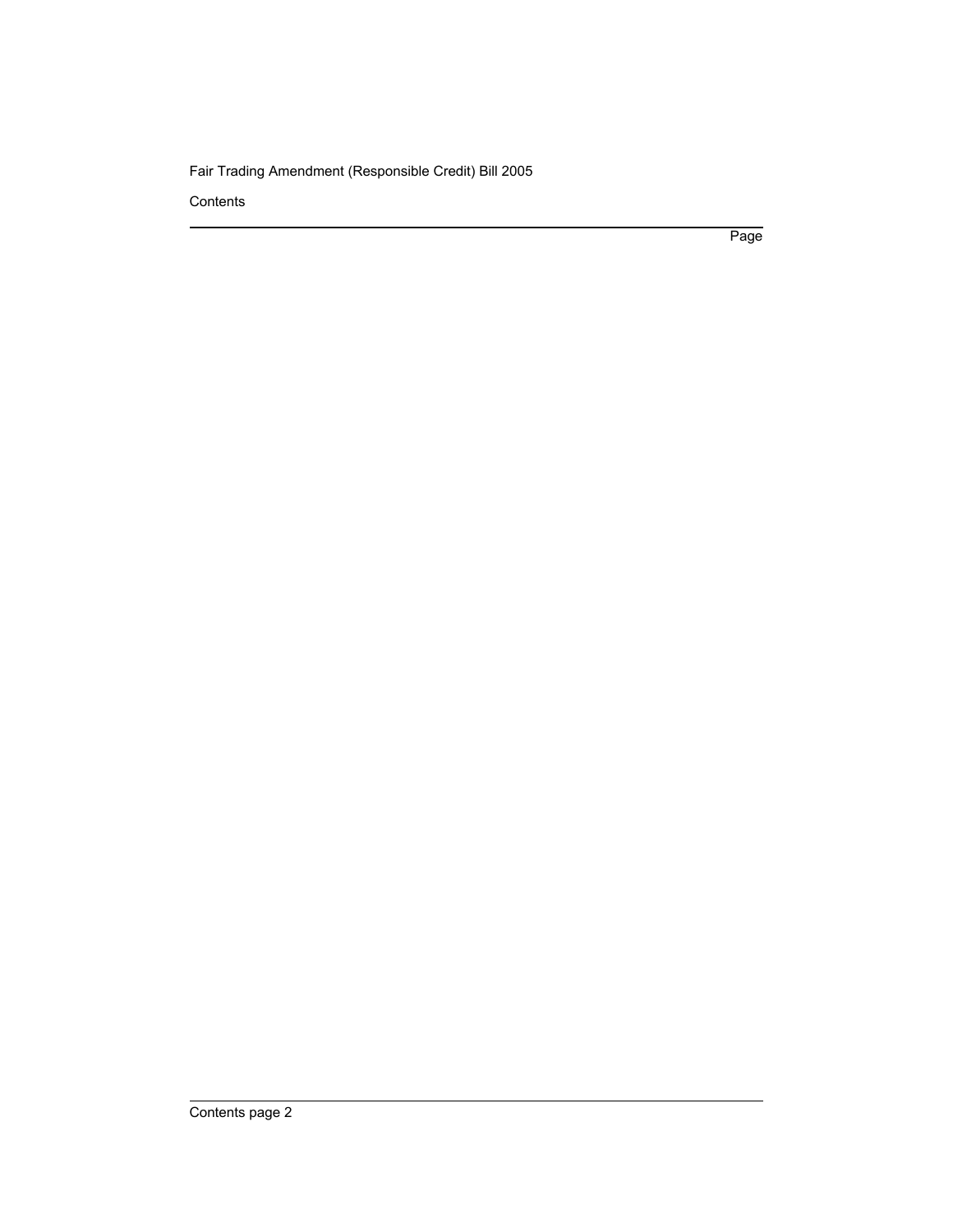Contents

Page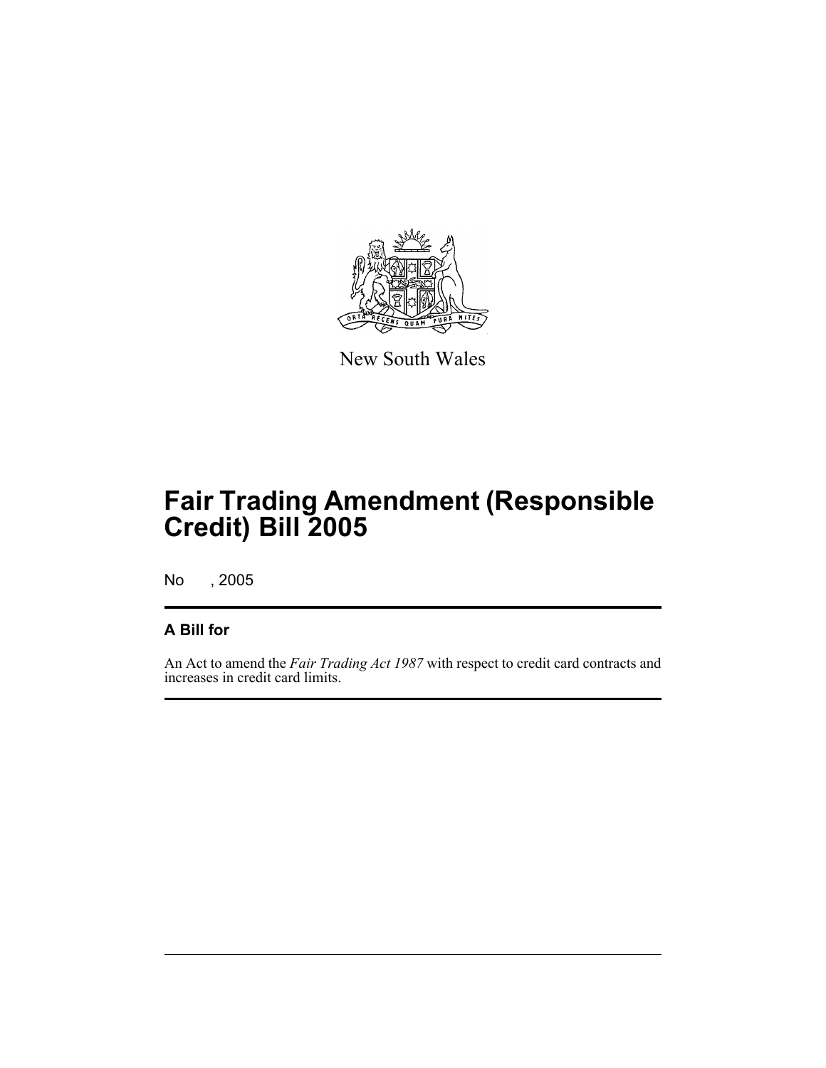New South Wales

# Fair Trading Amendment (Responsible Credit) Bill 2005

No , 2005

## A Bill for

An Act to amend the *Fair Trading Act 1987* with respect to credit card contracts and increases in credit card limits.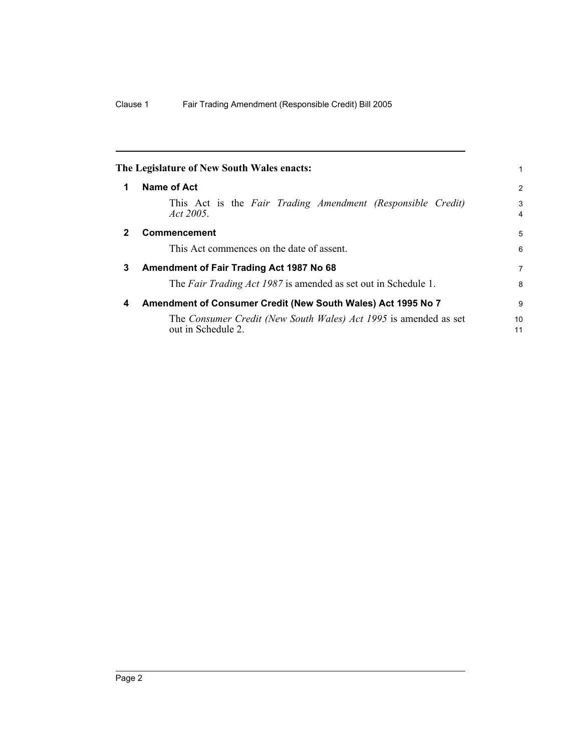**The Legislature of New South Wales enacts:**

**1 Name of Act**

This Act is the *Fair Trading Amendment (Responsible Credit) Act 2005*.

**2 Commencement**

This Act commences on the date of assent.

**3 Amendment of Fair Trading Act 1987 No 68**

The *Fair Trading Act 1987* is amended as set out in Schedule 1.

**4 Amendment of Consumer Credit (New South Wales) Act 1995 No 7**

The *Consumer Credit (New South Wales) Act 1995* is amended as set out in Schedule 2.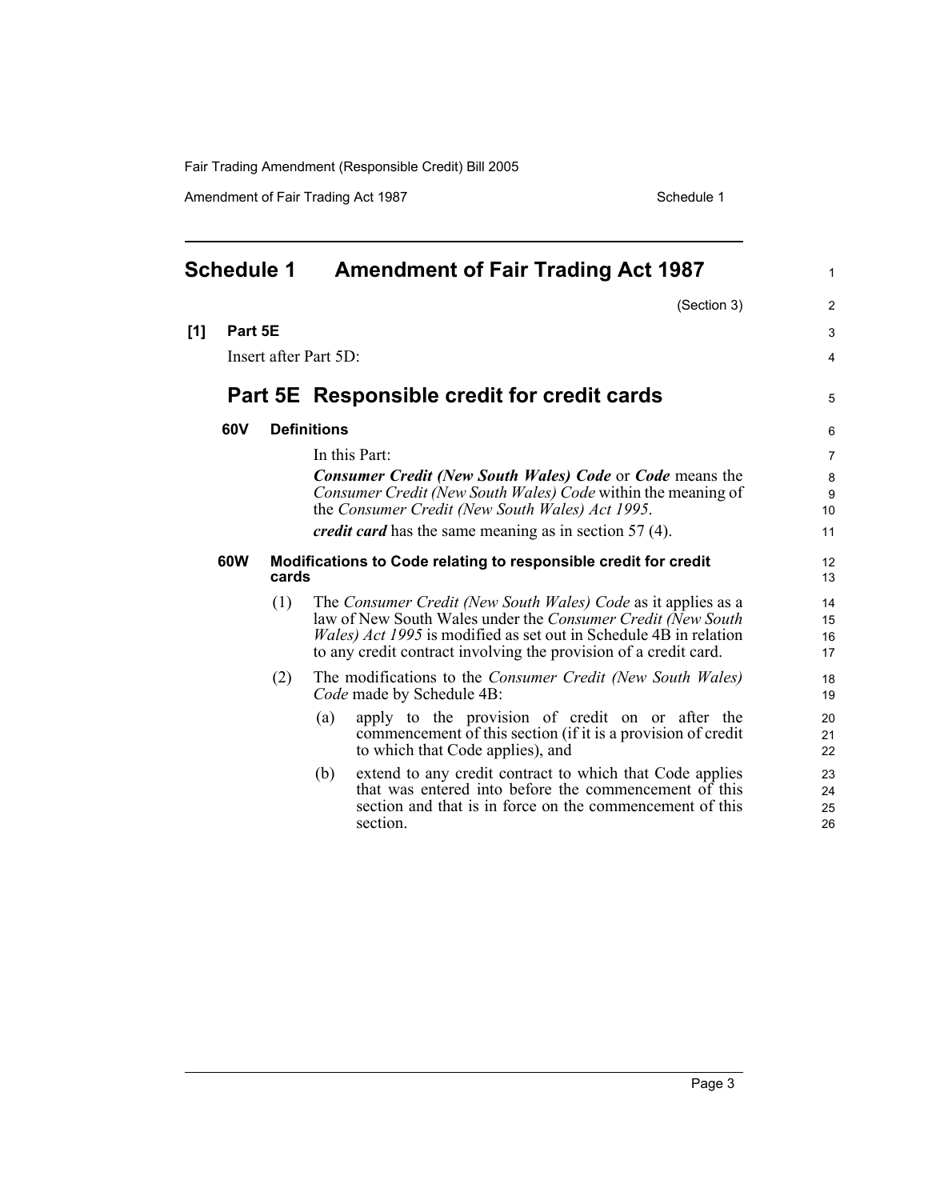# Schedule 1 Amendment of Fair Trading Act 1987

(Section 3)

**[1] Part 5E**

Insert after Part 5D:

## Part 5E Responsible credit for credit cards

### 60V Definitions

In this Part:

***Consumer Credit (New South Wales) Code*** or ***Code*** means the *Consumer Credit (New South Wales) Code* within the meaning of the *Consumer Credit (New South Wales) Act 1995*.

***credit card*** has the same meaning as in section 57 (4).

### 60W Modifications to Code relating to responsible credit for credit cards

(1) The *Consumer Credit (New South Wales) Code* as it applies as a law of New South Wales under the *Consumer Credit (New South Wales) Act 1995* is modified as set out in Schedule 4B in relation to any credit contract involving the provision of a credit card.

(2) The modifications to the *Consumer Credit (New South Wales) Code* made by Schedule 4B:

- (a) apply to the provision of credit on or after the commencement of this section (if it is a provision of credit to which that Code applies), and
- (b) extend to any credit contract to which that Code applies that was entered into before the commencement of this section and that is in force on the commencement of this section.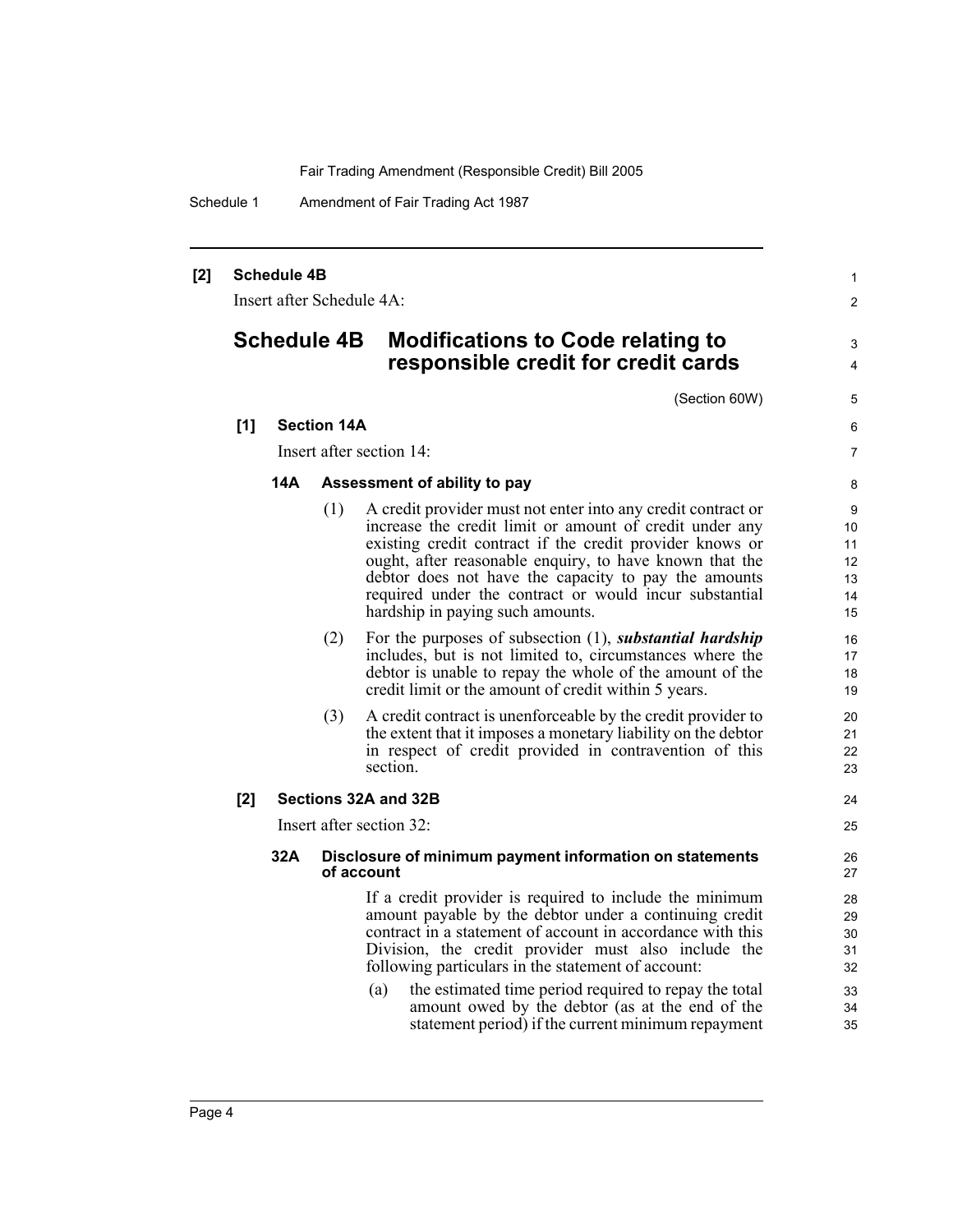**[2] Schedule 4B**

Insert after Schedule 4A:

# Schedule 4B Modifications to Code relating to responsible credit for credit cards

(Section 60W)

**[1] Section 14A**

Insert after section 14:

**14A Assessment of ability to pay**

(1) A credit provider must not enter into any credit contract or increase the credit limit or amount of credit under any existing credit contract if the credit provider knows or ought, after reasonable enquiry, to have known that the debtor does not have the capacity to pay the amounts required under the contract or would incur substantial hardship in paying such amounts.

(2) For the purposes of subsection (1), ***substantial hardship*** includes, but is not limited to, circumstances where the debtor is unable to repay the whole of the amount of the credit limit or the amount of credit within 5 years.

(3) A credit contract is unenforceable by the credit provider to the extent that it imposes a monetary liability on the debtor in respect of credit provided in contravention of this section.

**[2] Sections 32A and 32B**

Insert after section 32:

**32A Disclosure of minimum payment information on statements of account**

If a credit provider is required to include the minimum amount payable by the debtor under a continuing credit contract in a statement of account in accordance with this Division, the credit provider must also include the following particulars in the statement of account:

(a) the estimated time period required to repay the total amount owed by the debtor (as at the end of the statement period) if the current minimum repayment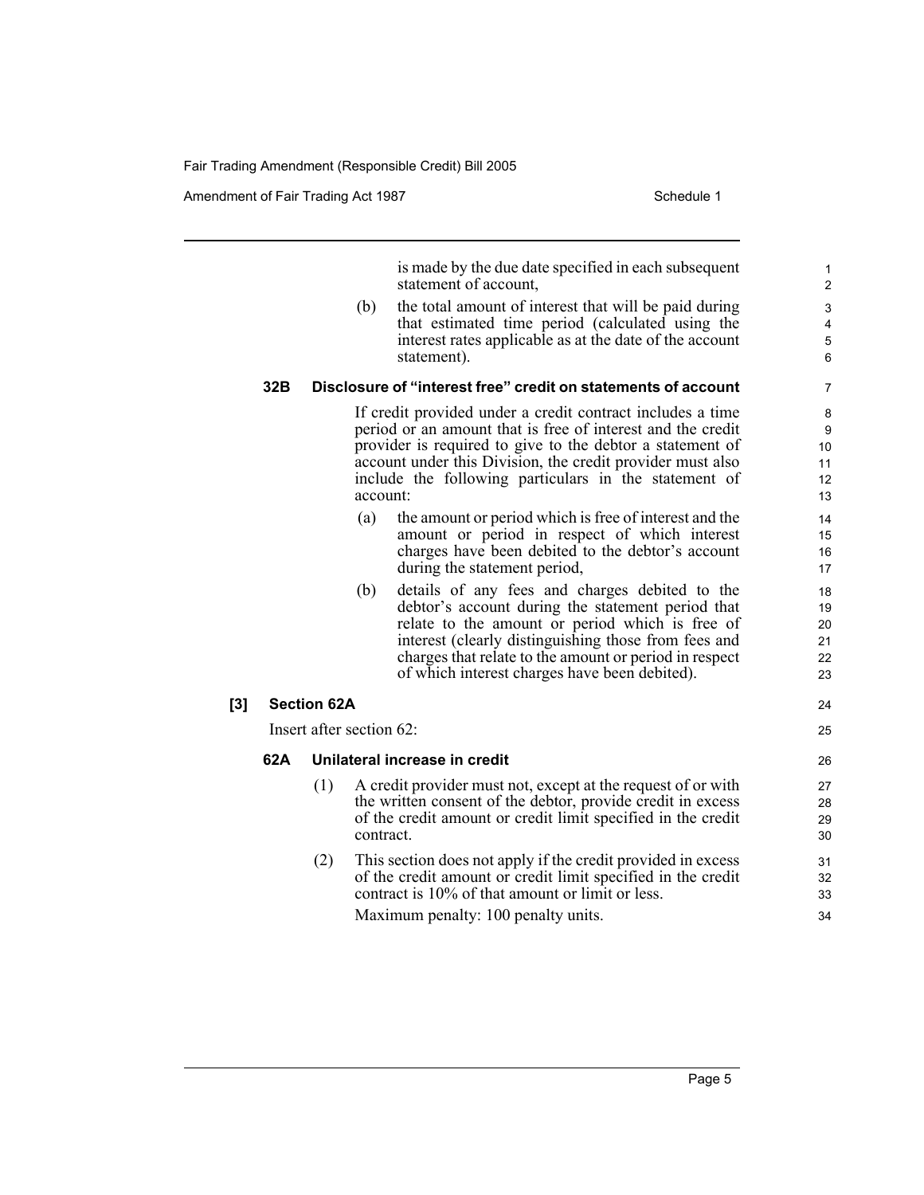is made by the due date specified in each subsequent statement of account,

(b) the total amount of interest that will be paid during that estimated time period (calculated using the interest rates applicable as at the date of the account statement).

**32B Disclosure of "interest free" credit on statements of account**

If credit provided under a credit contract includes a time period or an amount that is free of interest and the credit provider is required to give to the debtor a statement of account under this Division, the credit provider must also include the following particulars in the statement of account:

(a) the amount or period which is free of interest and the amount or period in respect of which interest charges have been debited to the debtor's account during the statement period,

(b) details of any fees and charges debited to the debtor's account during the statement period that relate to the amount or period which is free of interest (clearly distinguishing those from fees and charges that relate to the amount or period in respect of which interest charges have been debited).

**[3] Section 62A**

Insert after section 62:

**62A Unilateral increase in credit**

(1) A credit provider must not, except at the request of or with the written consent of the debtor, provide credit in excess of the credit amount or credit limit specified in the credit contract.

(2) This section does not apply if the credit provided in excess of the credit amount or credit limit specified in the credit contract is 10% of that amount or limit or less.

Maximum penalty: 100 penalty units.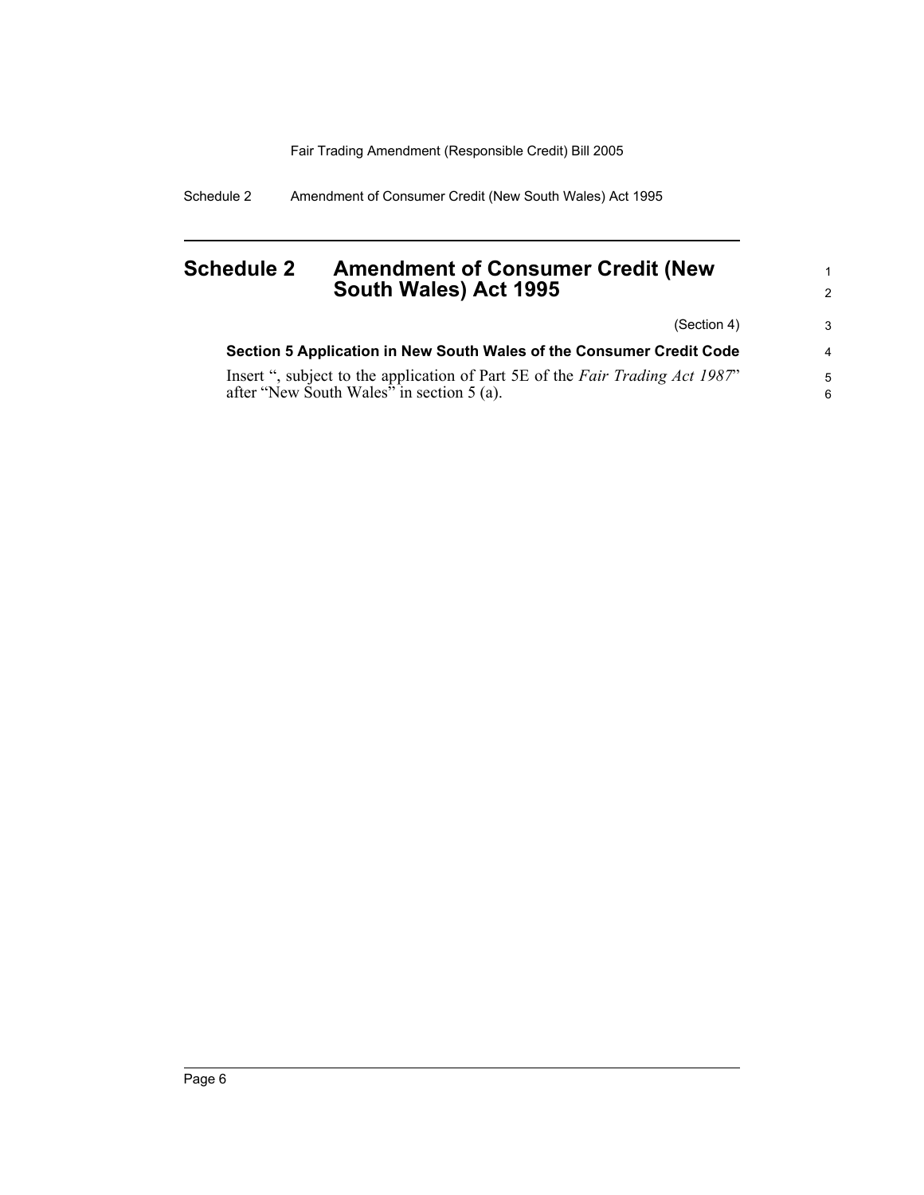# Schedule 2 Amendment of Consumer Credit (New South Wales) Act 1995

(Section 4)

**Section 5 Application in New South Wales of the Consumer Credit Code**

Insert ", subject to the application of Part 5E of the *Fair Trading Act 1987*" after "New South Wales" in section 5 (a).